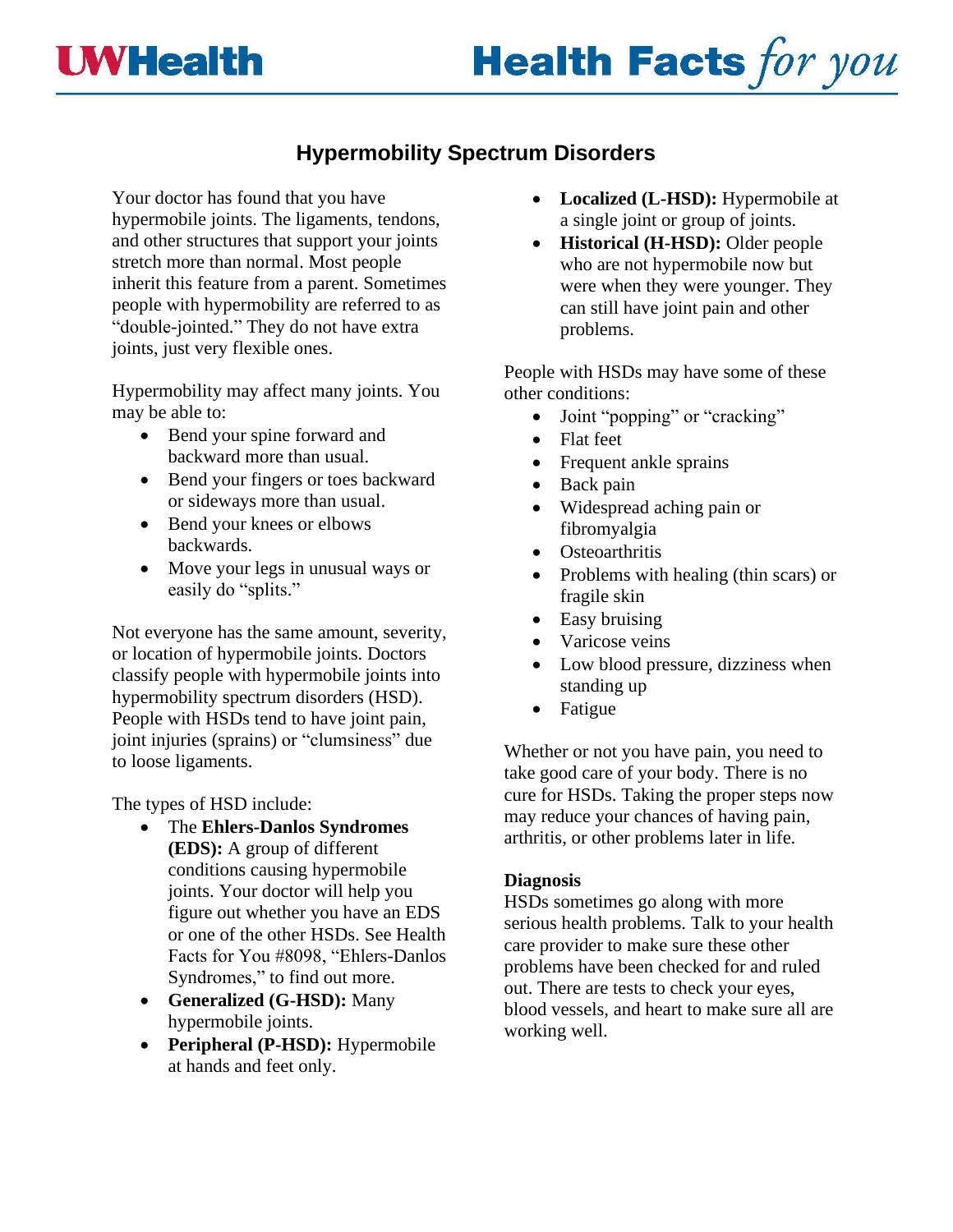# Hypermobility Spectrum Disorders

Your doctor has found that you have hypermobile joints. The ligaments, tendons, and other structures that support your joints stretch more than normal. Most people inherit this feature from a parent. Sometimes people with hypermobility are referred to as "double-jointed." They do not have extra joints, just very flexible ones.

Hypermobility may affect many joints. You may be able to:

- Bend your spine forward and backward more than usual.
- Bend your fingers or toes backward or sideways more than usual.
- Bend your knees or elbows backwards.
- Move your legs in unusual ways or easily do "splits."

Not everyone has the same amount, severity, or location of hypermobile joints. Doctors classify people with hypermobile joints into hypermobility spectrum disorders (HSD). People with HSDs tend to have joint pain, joint injuries (sprains) or "clumsiness" due to loose ligaments.

The types of HSD include:

- The **Ehlers-Danlos Syndromes (EDS):** A group of different conditions causing hypermobile joints. Your doctor will help you figure out whether you have an EDS or one of the other HSDs. See Health Facts for You #8098, "Ehlers-Danlos Syndromes," to find out more.
- **Generalized (G-HSD):** Many hypermobile joints.
- **Peripheral (P-HSD):** Hypermobile at hands and feet only.
- **Localized (L-HSD):** Hypermobile at a single joint or group of joints.
- **Historical (H-HSD):** Older people who are not hypermobile now but were when they were younger. They can still have joint pain and other problems.

People with HSDs may have some of these other conditions:

- Joint "popping" or "cracking"
- Flat feet
- Frequent ankle sprains
- Back pain
- Widespread aching pain or fibromyalgia
- Osteoarthritis
- Problems with healing (thin scars) or fragile skin
- Easy bruising
- Varicose veins
- Low blood pressure, dizziness when standing up
- Fatigue

Whether or not you have pain, you need to take good care of your body. There is no cure for HSDs. Taking the proper steps now may reduce your chances of having pain, arthritis, or other problems later in life.

**Diagnosis**

HSDs sometimes go along with more serious health problems. Talk to your health care provider to make sure these other problems have been checked for and ruled out. There are tests to check your eyes, blood vessels, and heart to make sure all are working well.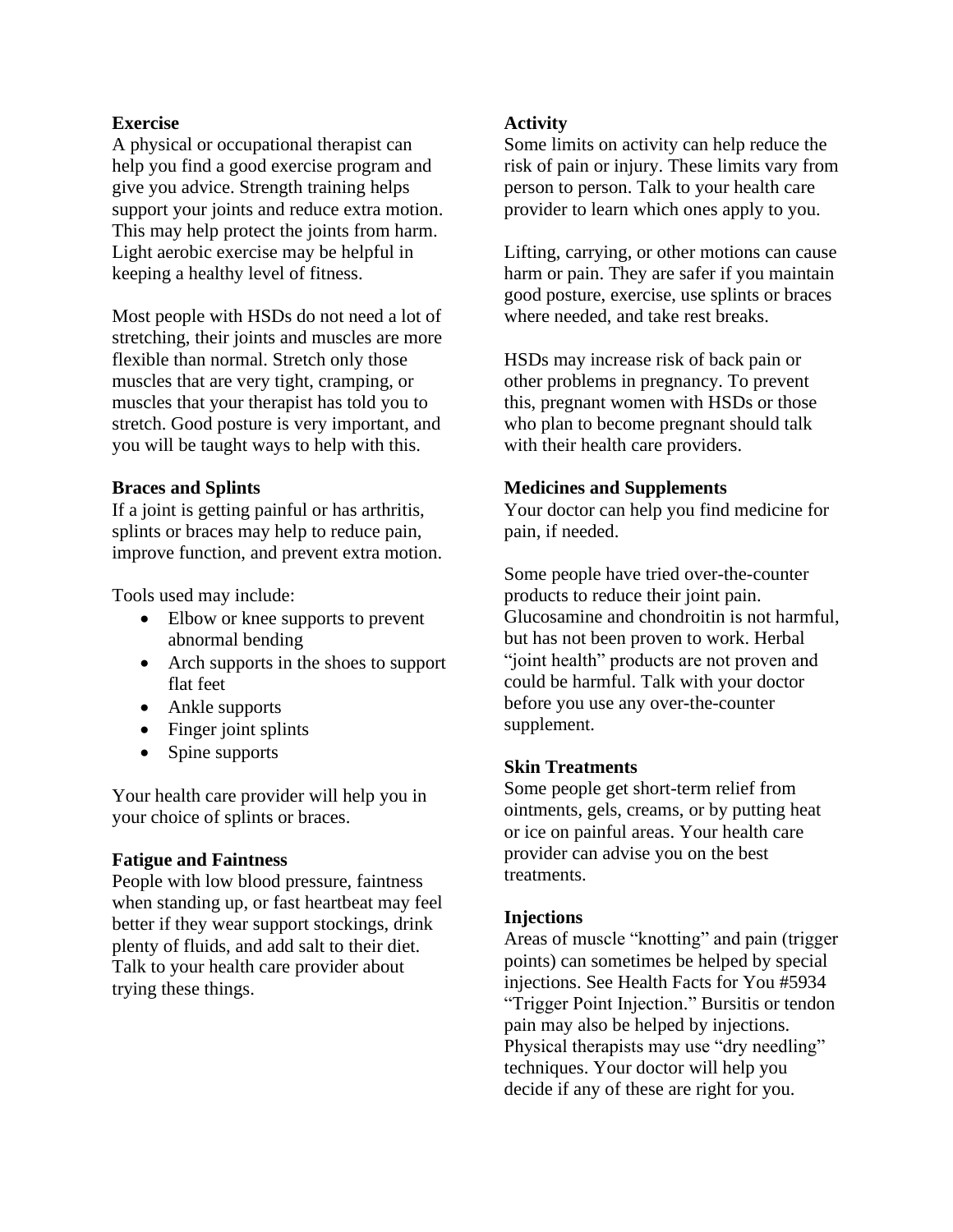**Exercise**

A physical or occupational therapist can help you find a good exercise program and give you advice. Strength training helps support your joints and reduce extra motion. This may help protect the joints from harm. Light aerobic exercise may be helpful in keeping a healthy level of fitness.

Most people with HSDs do not need a lot of stretching, their joints and muscles are more flexible than normal. Stretch only those muscles that are very tight, cramping, or muscles that your therapist has told you to stretch. Good posture is very important, and you will be taught ways to help with this.

**Braces and Splints**

If a joint is getting painful or has arthritis, splints or braces may help to reduce pain, improve function, and prevent extra motion.

Tools used may include:

- Elbow or knee supports to prevent abnormal bending
- Arch supports in the shoes to support flat feet
- Ankle supports
- Finger joint splints
- Spine supports

Your health care provider will help you in your choice of splints or braces.

**Fatigue and Faintness**

People with low blood pressure, faintness when standing up, or fast heartbeat may feel better if they wear support stockings, drink plenty of fluids, and add salt to their diet. Talk to your health care provider about trying these things.

**Activity**

Some limits on activity can help reduce the risk of pain or injury. These limits vary from person to person. Talk to your health care provider to learn which ones apply to you.

Lifting, carrying, or other motions can cause harm or pain. They are safer if you maintain good posture, exercise, use splints or braces where needed, and take rest breaks.

HSDs may increase risk of back pain or other problems in pregnancy. To prevent this, pregnant women with HSDs or those who plan to become pregnant should talk with their health care providers.

**Medicines and Supplements**

Your doctor can help you find medicine for pain, if needed.

Some people have tried over-the-counter products to reduce their joint pain. Glucosamine and chondroitin is not harmful, but has not been proven to work. Herbal "joint health" products are not proven and could be harmful. Talk with your doctor before you use any over-the-counter supplement.

**Skin Treatments**

Some people get short-term relief from ointments, gels, creams, or by putting heat or ice on painful areas. Your health care provider can advise you on the best treatments.

**Injections**

Areas of muscle "knotting" and pain (trigger points) can sometimes be helped by special injections. See Health Facts for You #5934 "Trigger Point Injection." Bursitis or tendon pain may also be helped by injections. Physical therapists may use "dry needling" techniques. Your doctor will help you decide if any of these are right for you.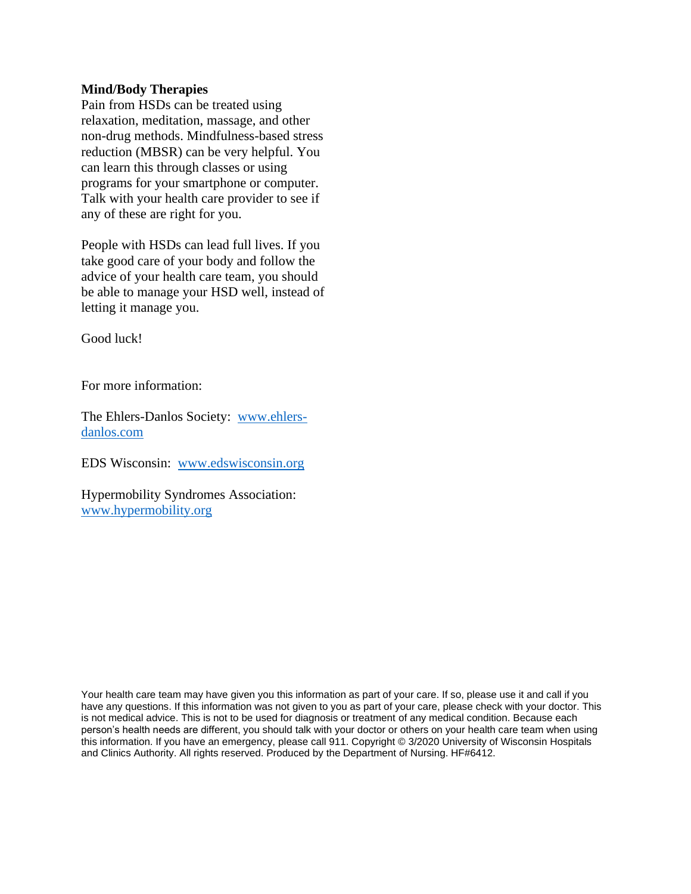**Mind/Body Therapies**

Pain from HSDs can be treated using relaxation, meditation, massage, and other non-drug methods. Mindfulness-based stress reduction (MBSR) can be very helpful. You can learn this through classes or using programs for your smartphone or computer. Talk with your health care provider to see if any of these are right for you.

People with HSDs can lead full lives. If you take good care of your body and follow the advice of your health care team, you should be able to manage your HSD well, instead of letting it manage you.

Good luck!

For more information:

The Ehlers-Danlos Society: [www.ehlers-danlos.com](http://www.ehlers-danlos.com)

EDS Wisconsin: [www.edswisconsin.org](http://www.edswisconsin.org)

Hypermobility Syndromes Association: [www.hypermobility.org](http://www.hypermobility.org)

Your health care team may have given you this information as part of your care. If so, please use it and call if you have any questions. If this information was not given to you as part of your care, please check with your doctor. This is not medical advice. This is not to be used for diagnosis or treatment of any medical condition. Because each person's health needs are different, you should talk with your doctor or others on your health care team when using this information. If you have an emergency, please call 911. Copyright © 3/2020 University of Wisconsin Hospitals and Clinics Authority. All rights reserved. Produced by the Department of Nursing. HF#6412.